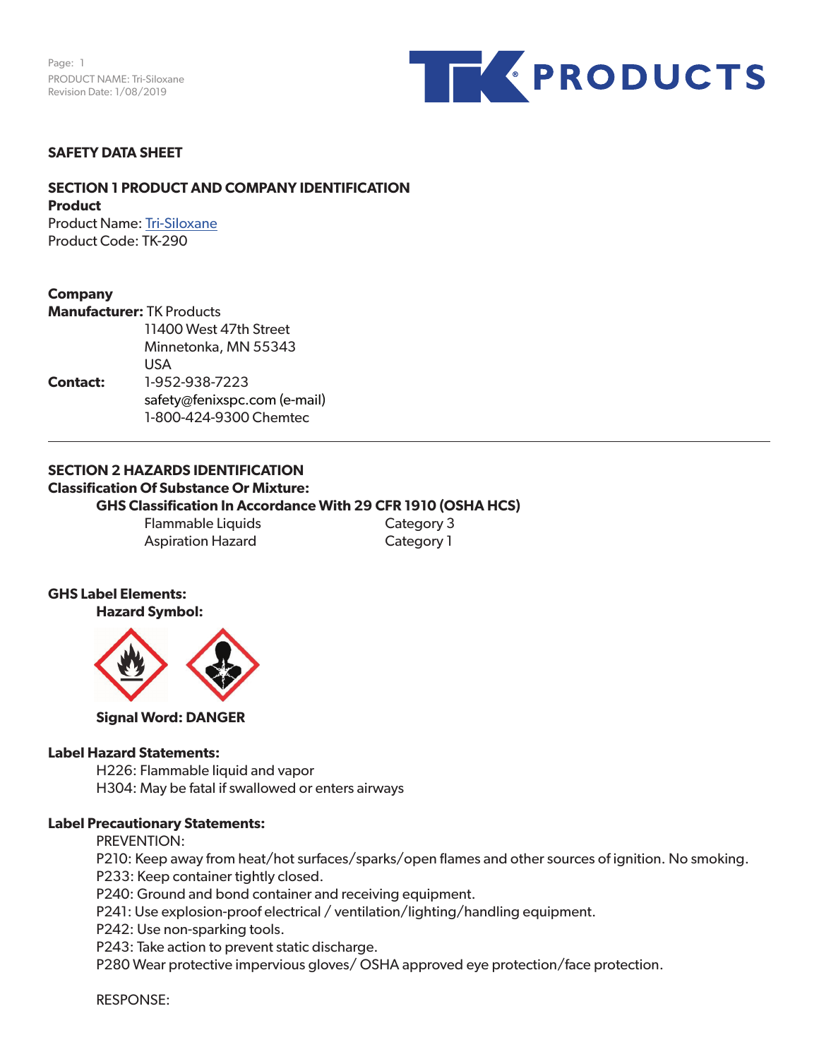# SAFETY DATA SHEET

## SECTION 1 PRODUCT AND COMPANY IDENTIFICATION

**Product**

Product Name: Tri-Siloxane
Product Code: TK-290

**Company**

**Manufacturer:** TK Products
11400 West 47th Street
Minnetonka, MN 55343
USA

**Contact:** 1-952-938-7223
safety@fenixspc.com (e-mail)
1-800-424-9300 Chemtec

---

## SECTION 2 HAZARDS IDENTIFICATION

**Classification Of Substance Or Mixture:**

**GHS Classification In Accordance With 29 CFR 1910 (OSHA HCS)**

| | |
|---|---|
| Flammable Liquids | Category 3 |
| Aspiration Hazard | Category 1 |

**GHS Label Elements:**

**Hazard Symbol:**

**Signal Word: DANGER**

**Label Hazard Statements:**

H226: Flammable liquid and vapor
H304: May be fatal if swallowed or enters airways

**Label Precautionary Statements:**

PREVENTION:
P210: Keep away from heat/hot surfaces/sparks/open flames and other sources of ignition. No smoking.
P233: Keep container tightly closed.
P240: Ground and bond container and receiving equipment.
P241: Use explosion-proof electrical / ventilation/lighting/handling equipment.
P242: Use non-sparking tools.
P243: Take action to prevent static discharge.
P280 Wear protective impervious gloves/ OSHA approved eye protection/face protection.

RESPONSE: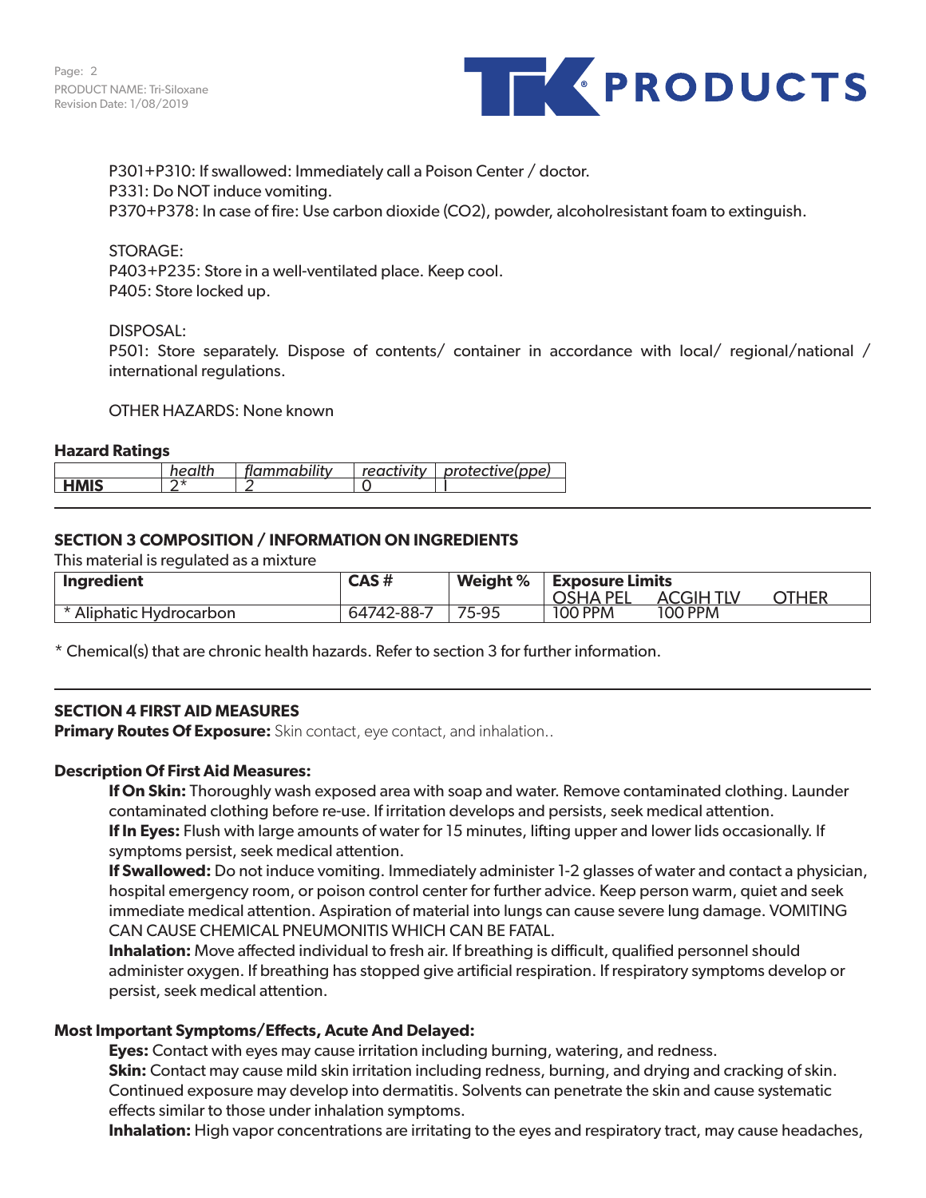P301+P310: If swallowed: Immediately call a Poison Center / doctor.
P331: Do NOT induce vomiting.
P370+P378: In case of fire: Use carbon dioxide ($CO_2$), powder, alcoholresistant foam to extinguish.

STORAGE:
P403+P235: Store in a well-ventilated place. Keep cool.
P405: Store locked up.

DISPOSAL:
P501: Store separately. Dispose of contents/ container in accordance with local/ regional/national / international regulations.

OTHER HAZARDS: None known

**Hazard Ratings**

| | *health* | *flammability* | *reactivity* | *protective(ppe)* |
|---|---|---|---|---|
| **HMIS** | 2* | 2 | 0 | I |

## SECTION 3 COMPOSITION / INFORMATION ON INGREDIENTS

This material is regulated as a mixture

| Ingredient | CAS # | Weight % | Exposure Limits OSHA PEL | ACGIH TLV | OTHER |
|---|---|---|---|---|---|
| * Aliphatic Hydrocarbon | 64742-88-7 | 75-95 | 100 PPM | 100 PPM | |

* Chemical(s) that are chronic health hazards. Refer to section 3 for further information.

## SECTION 4 FIRST AID MEASURES

**Primary Routes Of Exposure:** Skin contact, eye contact, and inhalation..

**Description Of First Aid Measures:**

**If On Skin:** Thoroughly wash exposed area with soap and water. Remove contaminated clothing. Launder contaminated clothing before re-use. If irritation develops and persists, seek medical attention.
**If In Eyes:** Flush with large amounts of water for 15 minutes, lifting upper and lower lids occasionally. If symptoms persist, seek medical attention.
**If Swallowed:** Do not induce vomiting. Immediately administer 1-2 glasses of water and contact a physician, hospital emergency room, or poison control center for further advice. Keep person warm, quiet and seek immediate medical attention. Aspiration of material into lungs can cause severe lung damage. VOMITING CAN CAUSE CHEMICAL PNEUMONITIS WHICH CAN BE FATAL.
**Inhalation:** Move affected individual to fresh air. If breathing is difficult, qualified personnel should administer oxygen. If breathing has stopped give artificial respiration. If respiratory symptoms develop or persist, seek medical attention.

**Most Important Symptoms/Effects, Acute And Delayed:**

**Eyes:** Contact with eyes may cause irritation including burning, watering, and redness.
**Skin:** Contact may cause mild skin irritation including redness, burning, and drying and cracking of skin. Continued exposure may develop into dermatitis. Solvents can penetrate the skin and cause systematic effects similar to those under inhalation symptoms.
**Inhalation:** High vapor concentrations are irritating to the eyes and respiratory tract, may cause headaches,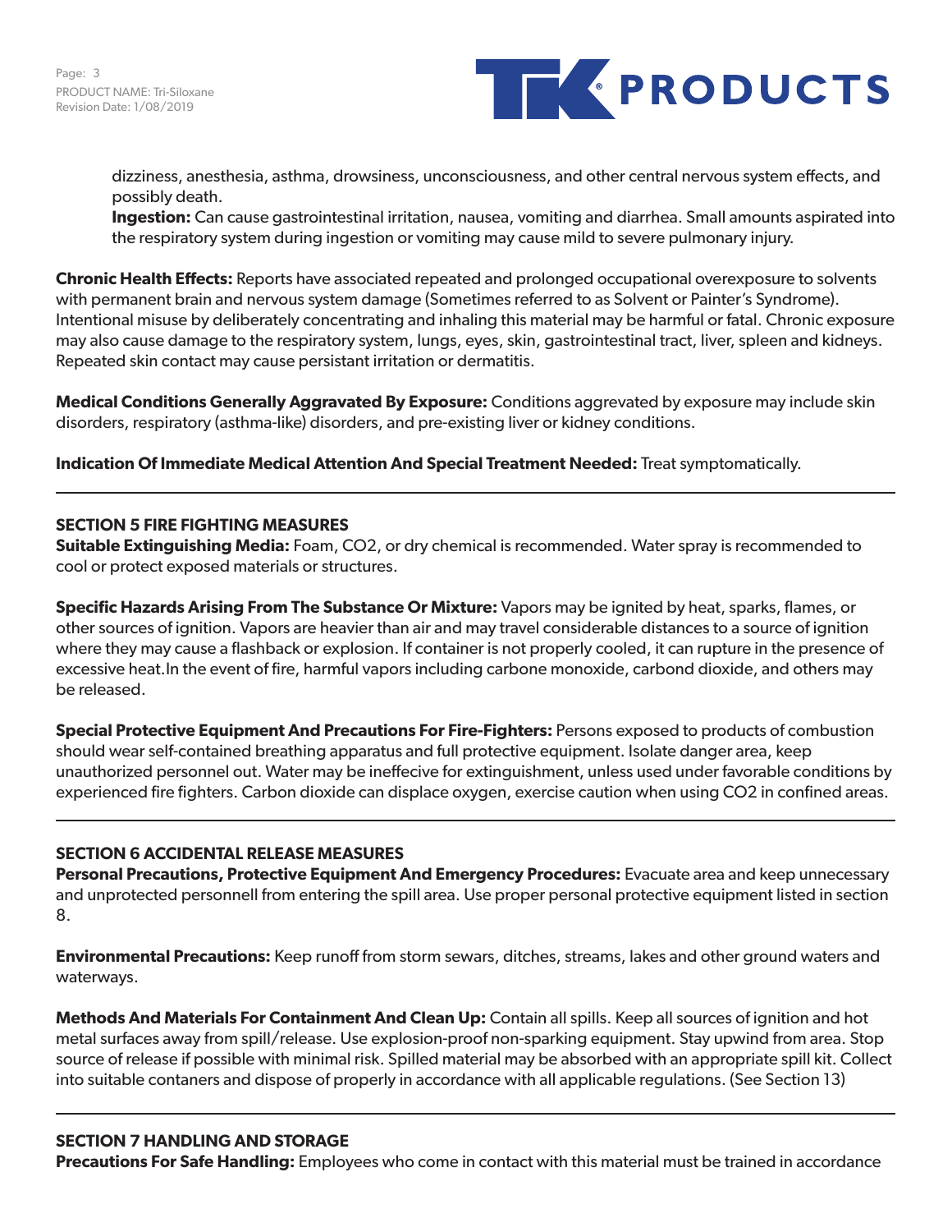dizziness, anesthesia, asthma, drowsiness, unconsciousness, and other central nervous system effects, and possibly death.

**Ingestion:** Can cause gastrointestinal irritation, nausea, vomiting and diarrhea. Small amounts aspirated into the respiratory system during ingestion or vomiting may cause mild to severe pulmonary injury.

**Chronic Health Effects:** Reports have associated repeated and prolonged occupational overexposure to solvents with permanent brain and nervous system damage (Sometimes referred to as Solvent or Painter's Syndrome). Intentional misuse by deliberately concentrating and inhaling this material may be harmful or fatal. Chronic exposure may also cause damage to the respiratory system, lungs, eyes, skin, gastrointestinal tract, liver, spleen and kidneys. Repeated skin contact may cause persistant irritation or dermatitis.

**Medical Conditions Generally Aggravated By Exposure:** Conditions aggrevated by exposure may include skin disorders, respiratory (asthma-like) disorders, and pre-existing liver or kidney conditions.

**Indication Of Immediate Medical Attention And Special Treatment Needed:** Treat symptomatically.

---

## SECTION 5 FIRE FIGHTING MEASURES

**Suitable Extinguishing Media:** Foam, $CO_2$, or dry chemical is recommended. Water spray is recommended to cool or protect exposed materials or structures.

**Specific Hazards Arising From The Substance Or Mixture:** Vapors may be ignited by heat, sparks, flames, or other sources of ignition. Vapors are heavier than air and may travel considerable distances to a source of ignition where they may cause a flashback or explosion. If container is not properly cooled, it can rupture in the presence of excessive heat.In the event of fire, harmful vapors including carbone monoxide, carbond dioxide, and others may be released.

**Special Protective Equipment And Precautions For Fire-Fighters:** Persons exposed to products of combustion should wear self-contained breathing apparatus and full protective equipment. Isolate danger area, keep unauthorized personnel out. Water may be ineffecive for extinguishment, unless used under favorable conditions by experienced fire fighters. Carbon dioxide can displace oxygen, exercise caution when using $CO_2$ in confined areas.

---

## SECTION 6 ACCIDENTAL RELEASE MEASURES

**Personal Precautions, Protective Equipment And Emergency Procedures:** Evacuate area and keep unnecessary and unprotected personnell from entering the spill area. Use proper personal protective equipment listed in section 8.

**Environmental Precautions:** Keep runoff from storm sewars, ditches, streams, lakes and other ground waters and waterways.

**Methods And Materials For Containment And Clean Up:** Contain all spills. Keep all sources of ignition and hot metal surfaces away from spill/release. Use explosion-proof non-sparking equipment. Stay upwind from area. Stop source of release if possible with minimal risk. Spilled material may be absorbed with an appropriate spill kit. Collect into suitable contaners and dispose of properly in accordance with all applicable regulations. (See Section 13)

---

## SECTION 7 HANDLING AND STORAGE

**Precautions For Safe Handling:** Employees who come in contact with this material must be trained in accordance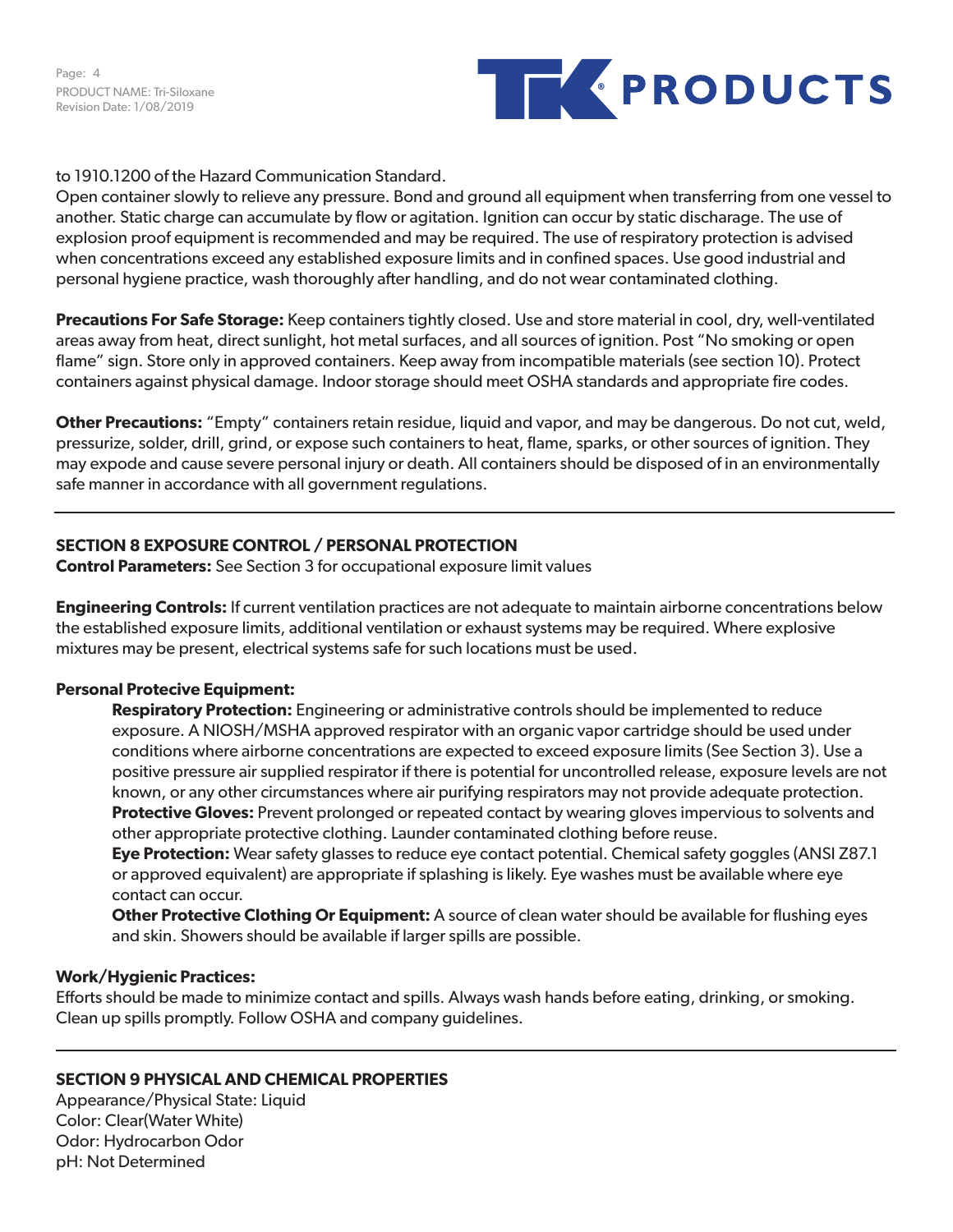to 1910.1200 of the Hazard Communication Standard.
Open container slowly to relieve any pressure. Bond and ground all equipment when transferring from one vessel to another. Static charge can accumulate by flow or agitation. Ignition can occur by static discharage. The use of explosion proof equipment is recommended and may be required. The use of respiratory protection is advised when concentrations exceed any established exposure limits and in confined spaces. Use good industrial and personal hygiene practice, wash thoroughly after handling, and do not wear contaminated clothing.

**Precautions For Safe Storage:** Keep containers tightly closed. Use and store material in cool, dry, well-ventilated areas away from heat, direct sunlight, hot metal surfaces, and all sources of ignition. Post "No smoking or open flame" sign. Store only in approved containers. Keep away from incompatible materials (see section 10). Protect containers against physical damage. Indoor storage should meet OSHA standards and appropriate fire codes.

**Other Precautions:** "Empty" containers retain residue, liquid and vapor, and may be dangerous. Do not cut, weld, pressurize, solder, drill, grind, or expose such containers to heat, flame, sparks, or other sources of ignition. They may expode and cause severe personal injury or death. All containers should be disposed of in an environmentally safe manner in accordance with all government regulations.

---

## SECTION 8 EXPOSURE CONTROL / PERSONAL PROTECTION

**Control Parameters:** See Section 3 for occupational exposure limit values

**Engineering Controls:** If current ventilation practices are not adequate to maintain airborne concentrations below the established exposure limits, additional ventilation or exhaust systems may be required. Where explosive mixtures may be present, electrical systems safe for such locations must be used.

**Personal Protecive Equipment:**

**Respiratory Protection:** Engineering or administrative controls should be implemented to reduce exposure. A NIOSH/MSHA approved respirator with an organic vapor cartridge should be used under conditions where airborne concentrations are expected to exceed exposure limits (See Section 3). Use a positive pressure air supplied respirator if there is potential for uncontrolled release, exposure levels are not known, or any other circumstances where air purifying respirators may not provide adequate protection.

**Protective Gloves:** Prevent prolonged or repeated contact by wearing gloves impervious to solvents and other appropriate protective clothing. Launder contaminated clothing before reuse.

**Eye Protection:** Wear safety glasses to reduce eye contact potential. Chemical safety goggles (ANSI Z87.1 or approved equivalent) are appropriate if splashing is likely. Eye washes must be available where eye contact can occur.

**Other Protective Clothing Or Equipment:** A source of clean water should be available for flushing eyes and skin. Showers should be available if larger spills are possible.

**Work/Hygienic Practices:**

Efforts should be made to minimize contact and spills. Always wash hands before eating, drinking, or smoking. Clean up spills promptly. Follow OSHA and company guidelines.

---

## SECTION 9 PHYSICAL AND CHEMICAL PROPERTIES

Appearance/Physical State: Liquid
Color: Clear(Water White)
Odor: Hydrocarbon Odor
pH: Not Determined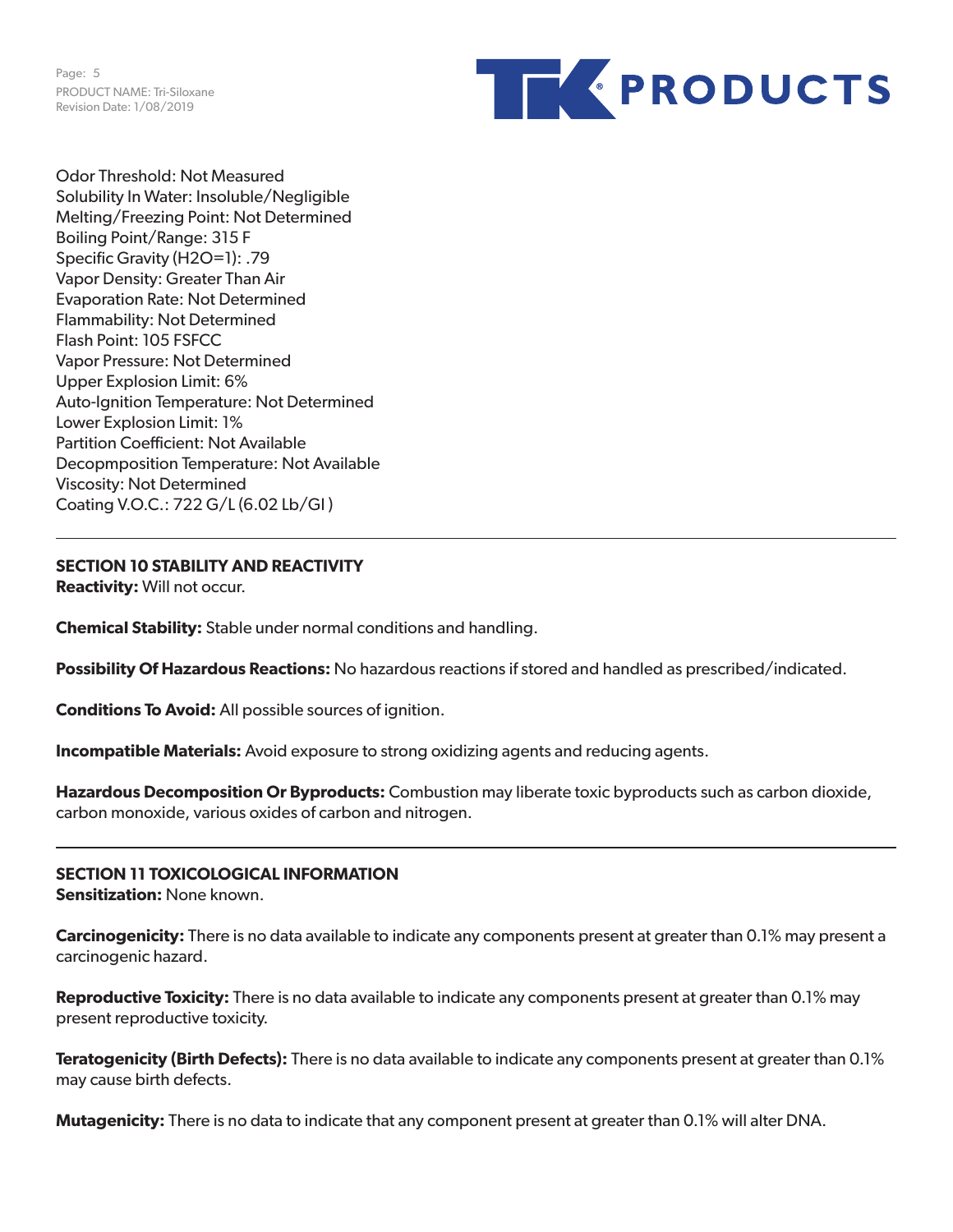Odor Threshold: Not Measured
Solubility In Water: Insoluble/Negligible
Melting/Freezing Point: Not Determined
Boiling Point/Range: 315 F
Specific Gravity (H2O=1): .79
Vapor Density: Greater Than Air
Evaporation Rate: Not Determined
Flammability: Not Determined
Flash Point: 105 FSFCC
Vapor Pressure: Not Determined
Upper Explosion Limit: 6%
Auto-Ignition Temperature: Not Determined
Lower Explosion Limit: 1%
Partition Coefficient: Not Available
Decopmposition Temperature: Not Available
Viscosity: Not Determined
Coating V.O.C.: 722 G/L (6.02 Lb/Gl )

---

## SECTION 10 STABILITY AND REACTIVITY

**Reactivity:** Will not occur.

**Chemical Stability:** Stable under normal conditions and handling.

**Possibility Of Hazardous Reactions:** No hazardous reactions if stored and handled as prescribed/indicated.

**Conditions To Avoid:** All possible sources of ignition.

**Incompatible Materials:** Avoid exposure to strong oxidizing agents and reducing agents.

**Hazardous Decomposition Or Byproducts:** Combustion may liberate toxic byproducts such as carbon dioxide, carbon monoxide, various oxides of carbon and nitrogen.

---

## SECTION 11 TOXICOLOGICAL INFORMATION

**Sensitization:** None known.

**Carcinogenicity:** There is no data available to indicate any components present at greater than 0.1% may present a carcinogenic hazard.

**Reproductive Toxicity:** There is no data available to indicate any components present at greater than 0.1% may present reproductive toxicity.

**Teratogenicity (Birth Defects):** There is no data available to indicate any components present at greater than 0.1% may cause birth defects.

**Mutagenicity:** There is no data to indicate that any component present at greater than 0.1% will alter DNA.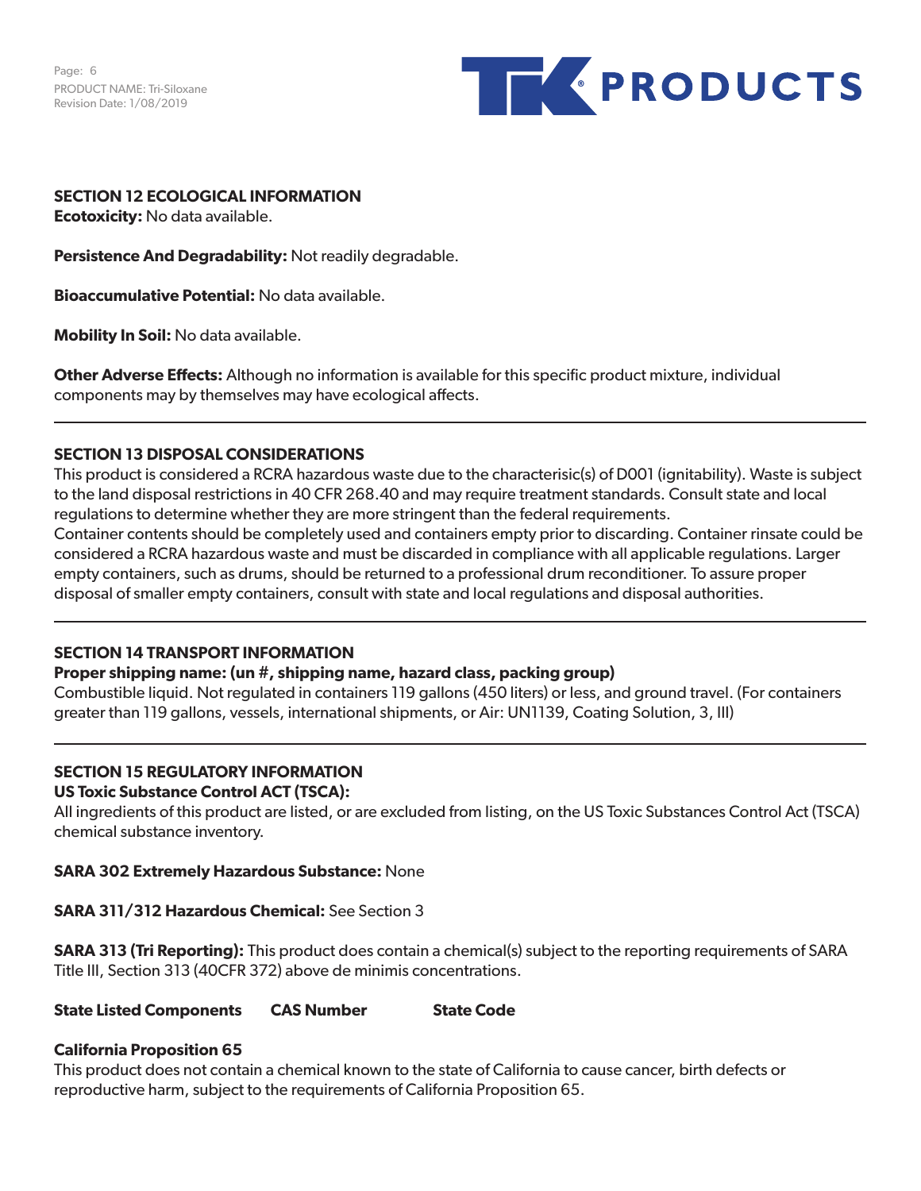## SECTION 12 ECOLOGICAL INFORMATION

**Ecotoxicity:** No data available.

**Persistence And Degradability:** Not readily degradable.

**Bioaccumulative Potential:** No data available.

**Mobility In Soil:** No data available.

**Other Adverse Effects:** Although no information is available for this specific product mixture, individual components may by themselves may have ecological affects.

---

## SECTION 13 DISPOSAL CONSIDERATIONS

This product is considered a RCRA hazardous waste due to the characterisic(s) of D001 (ignitability). Waste is subject to the land disposal restrictions in 40 CFR 268.40 and may require treatment standards. Consult state and local regulations to determine whether they are more stringent than the federal requirements.
Container contents should be completely used and containers empty prior to discarding. Container rinsate could be considered a RCRA hazardous waste and must be discarded in compliance with all applicable regulations. Larger empty containers, such as drums, should be returned to a professional drum reconditioner. To assure proper disposal of smaller empty containers, consult with state and local regulations and disposal authorities.

---

## SECTION 14 TRANSPORT INFORMATION

**Proper shipping name: (un #, shipping name, hazard class, packing group)**

Combustible liquid. Not regulated in containers 119 gallons (450 liters) or less, and ground travel. (For containers greater than 119 gallons, vessels, international shipments, or Air: UN1139, Coating Solution, 3, III)

---

## SECTION 15 REGULATORY INFORMATION

**US Toxic Substance Control ACT (TSCA):**

All ingredients of this product are listed, or are excluded from listing, on the US Toxic Substances Control Act (TSCA) chemical substance inventory.

**SARA 302 Extremely Hazardous Substance:** None

**SARA 311/312 Hazardous Chemical:** See Section 3

**SARA 313 (Tri Reporting):** This product does contain a chemical(s) subject to the reporting requirements of SARA Title III, Section 313 (40CFR 372) above de minimis concentrations.

| State Listed Components | CAS Number | State Code |
|---|---|---|

**California Proposition 65**

This product does not contain a chemical known to the state of California to cause cancer, birth defects or reproductive harm, subject to the requirements of California Proposition 65.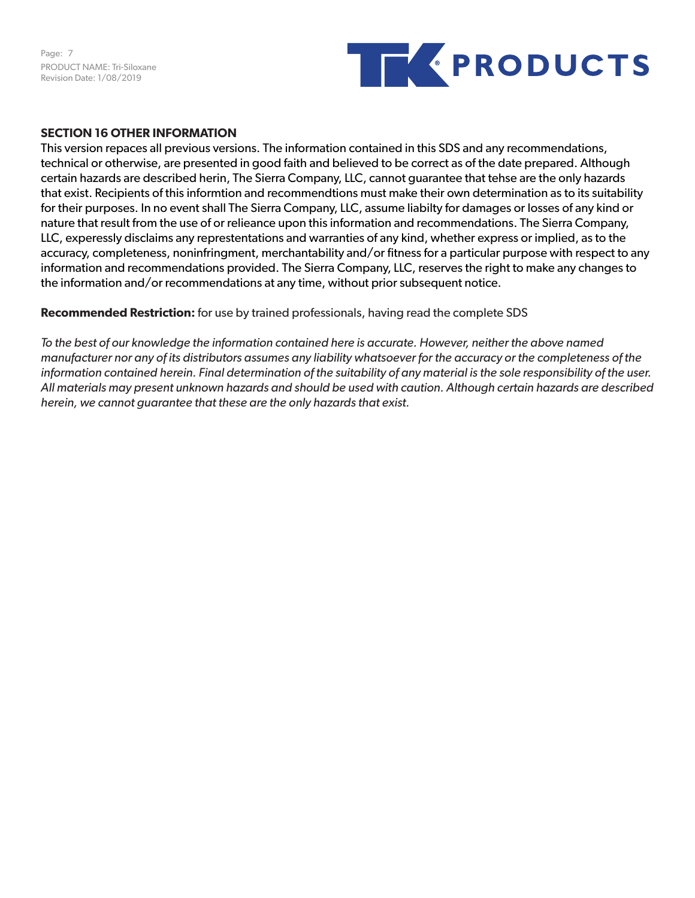## SECTION 16 OTHER INFORMATION

This version repaces all previous versions. The information contained in this SDS and any recommendations, technical or otherwise, are presented in good faith and believed to be correct as of the date prepared. Although certain hazards are described herin, The Sierra Company, LLC, cannot guarantee that tehse are the only hazards that exist. Recipients of this informtion and recommendtions must make their own determination as to its suitability for their purposes. In no event shall The Sierra Company, LLC, assume liabilty for damages or losses of any kind or nature that result from the use of or relieance upon this information and recommendations. The Sierra Company, LLC, experessly disclaims any represtentations and warranties of any kind, whether express or implied, as to the accuracy, completeness, noninfringment, merchantability and/or fitness for a particular purpose with respect to any information and recommendations provided. The Sierra Company, LLC, reserves the right to make any changes to the information and/or recommendations at any time, without prior subsequent notice.

**Recommended Restriction:** for use by trained professionals, having read the complete SDS

*To the best of our knowledge the information contained here is accurate. However, neither the above named manufacturer nor any of its distributors assumes any liability whatsoever for the accuracy or the completeness of the information contained herein. Final determination of the suitability of any material is the sole responsibility of the user. All materials may present unknown hazards and should be used with caution. Although certain hazards are described herein, we cannot guarantee that these are the only hazards that exist.*